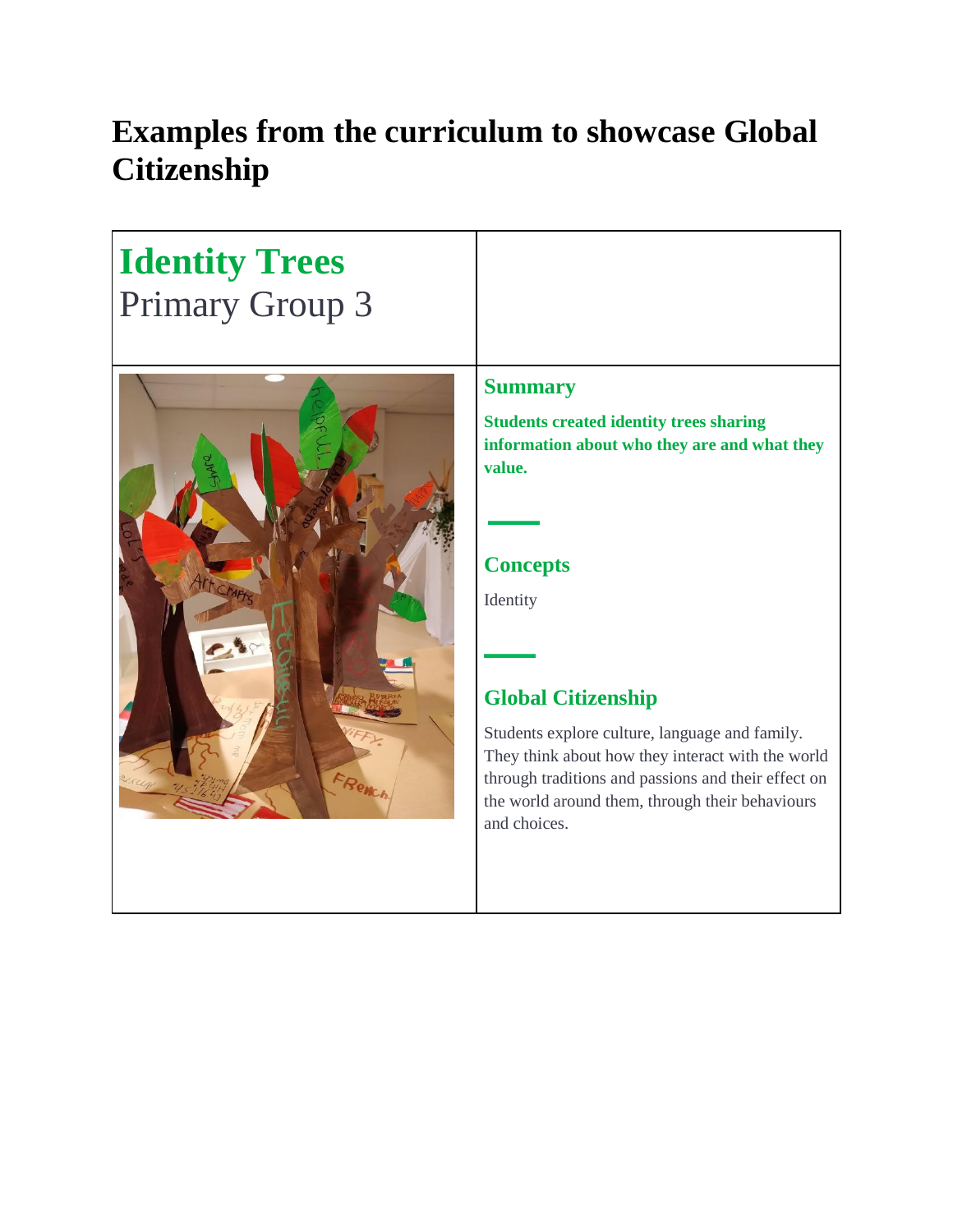# Examples from the curriculum to showcase Global Citizenship

## Identity Trees
Primary Group 3

### Summary

**Students created identity trees sharing information about who they are and what they value.**

### Concepts

Identity

### Global Citizenship

Students explore culture, language and family. They think about how they interact with the world through traditions and passions and their effect on the world around them, through their behaviours and choices.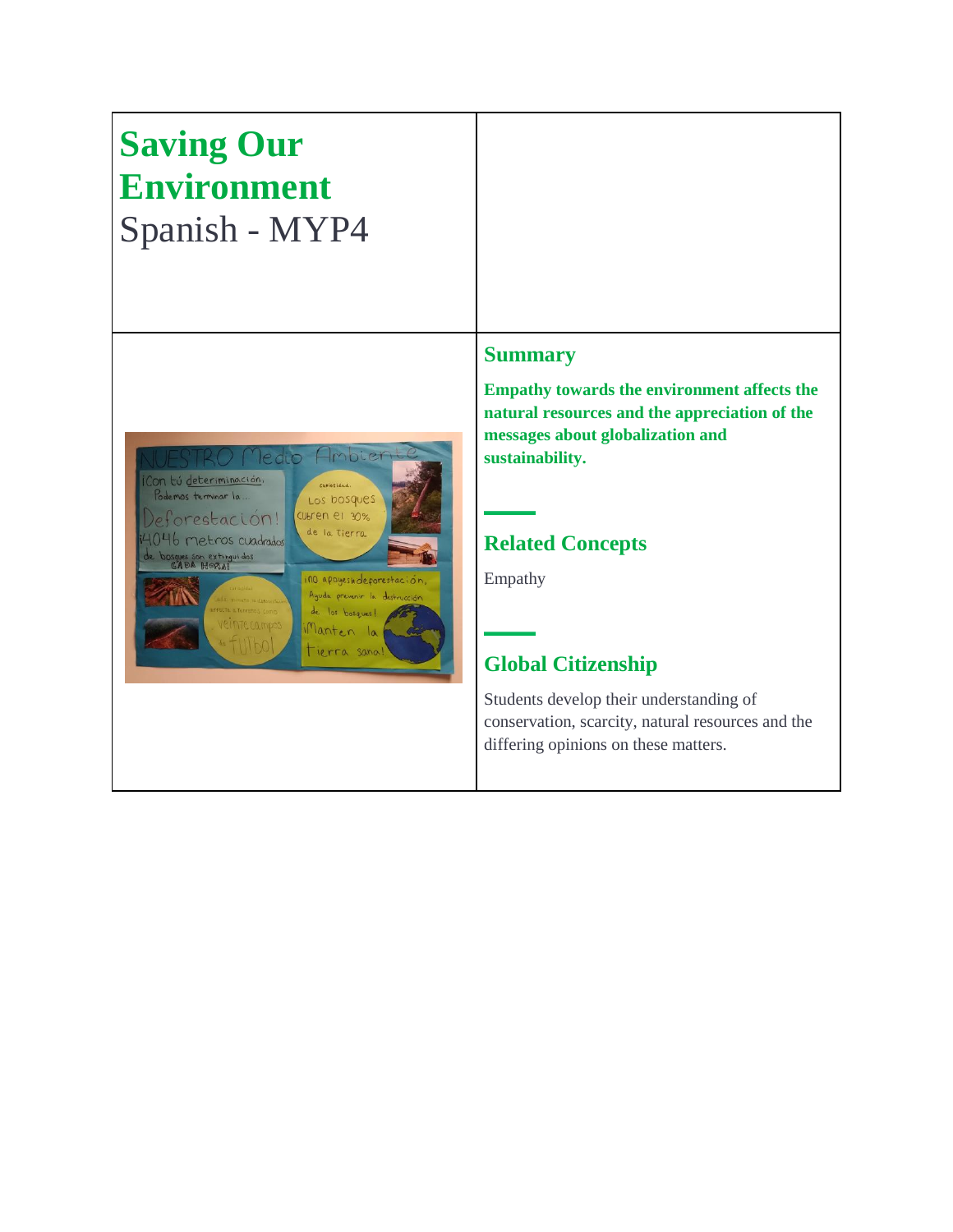# Saving Our Environment

Spanish - MYP4

## Summary

**Empathy towards the environment affects the natural resources and the appreciation of the messages about globalization and sustainability.**

## Related Concepts

Empathy

## Global Citizenship

Students develop their understanding of conservation, scarcity, natural resources and the differing opinions on these matters.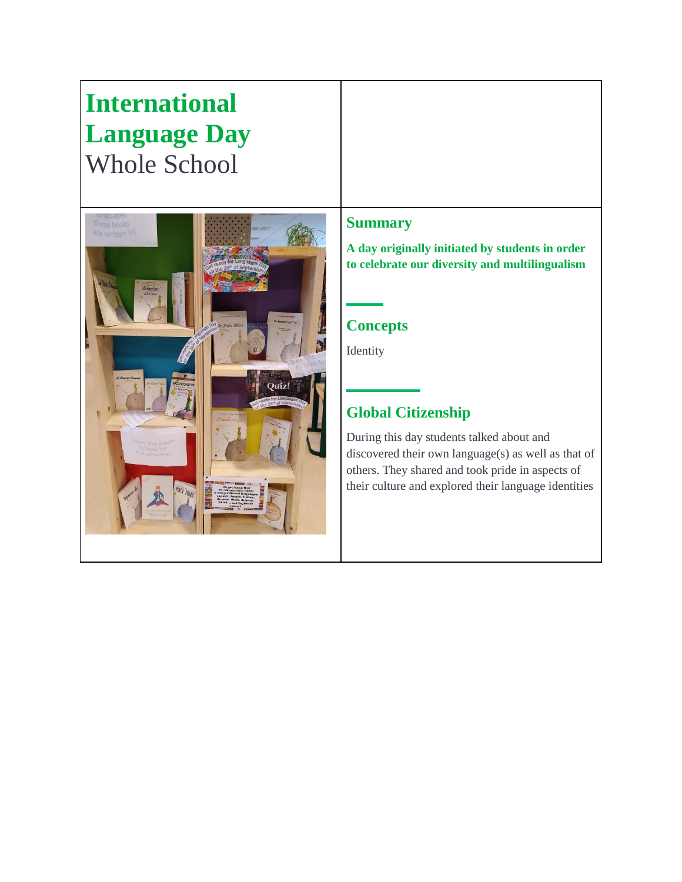# International Language Day

Whole School

## Summary

**A day originally initiated by students in order to celebrate our diversity and multilingualism**

## Concepts

Identity

## Global Citizenship

During this day students talked about and discovered their own language(s) as well as that of others. They shared and took pride in aspects of their culture and explored their language identities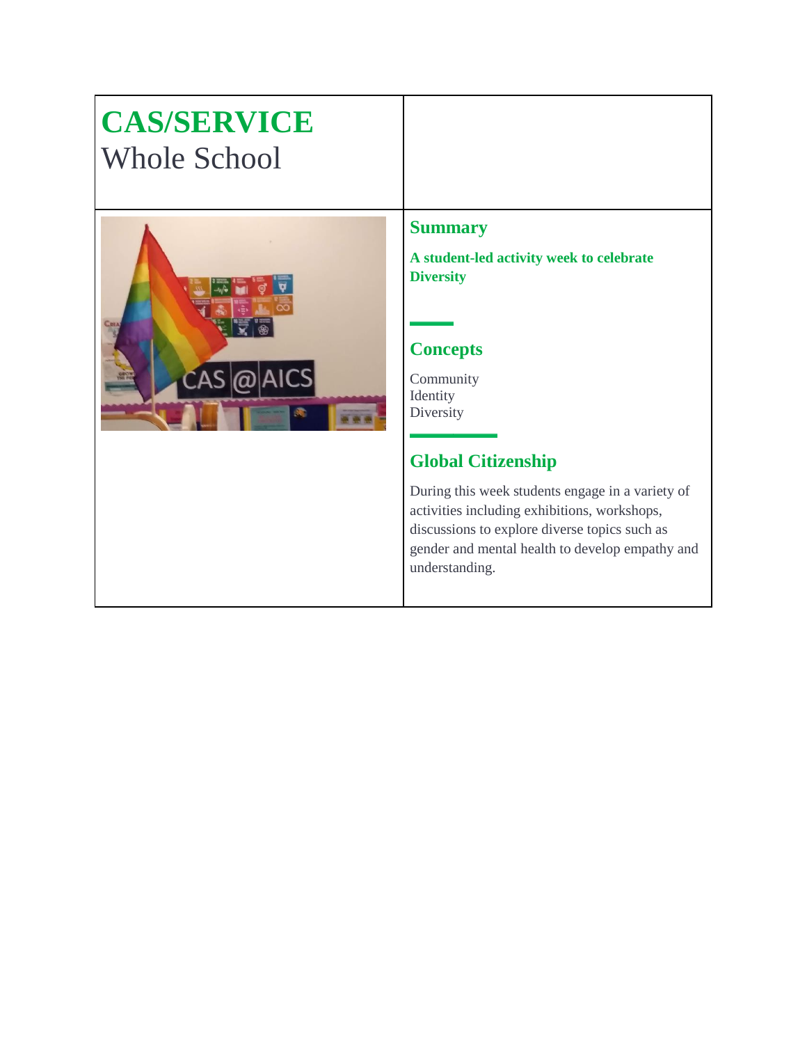# CAS/SERVICE

Whole School

## Summary

**A student-led activity week to celebrate Diversity**

## Concepts

Community
Identity
Diversity

## Global Citizenship

During this week students engage in a variety of activities including exhibitions, workshops, discussions to explore diverse topics such as gender and mental health to develop empathy and understanding.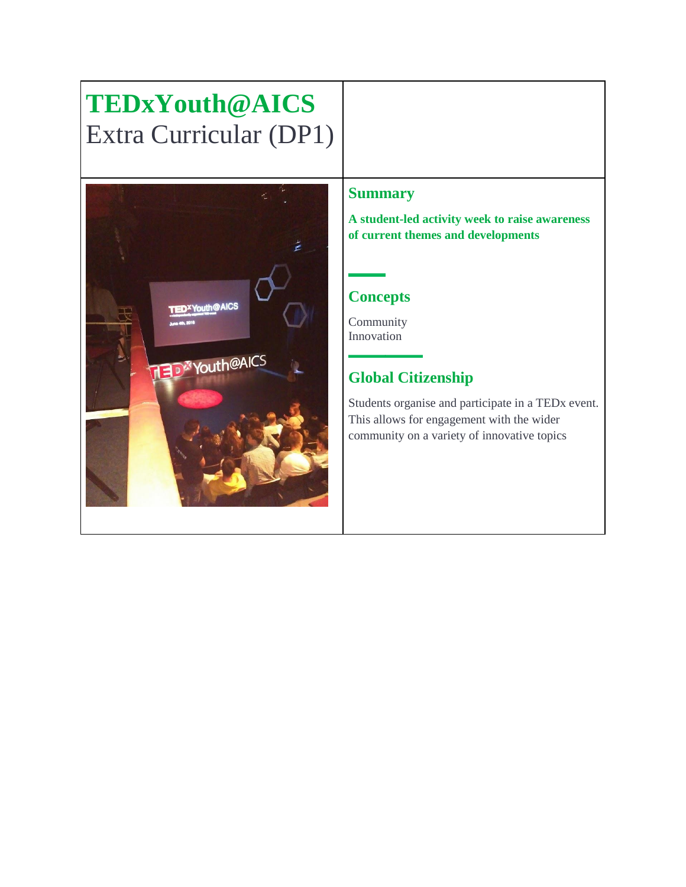# TEDxYouth@AICS

Extra Curricular (DP1)

## Summary

**A student-led activity week to raise awareness of current themes and developments**

## Concepts

Community
Innovation

## Global Citizenship

Students organise and participate in a TEDx event. This allows for engagement with the wider community on a variety of innovative topics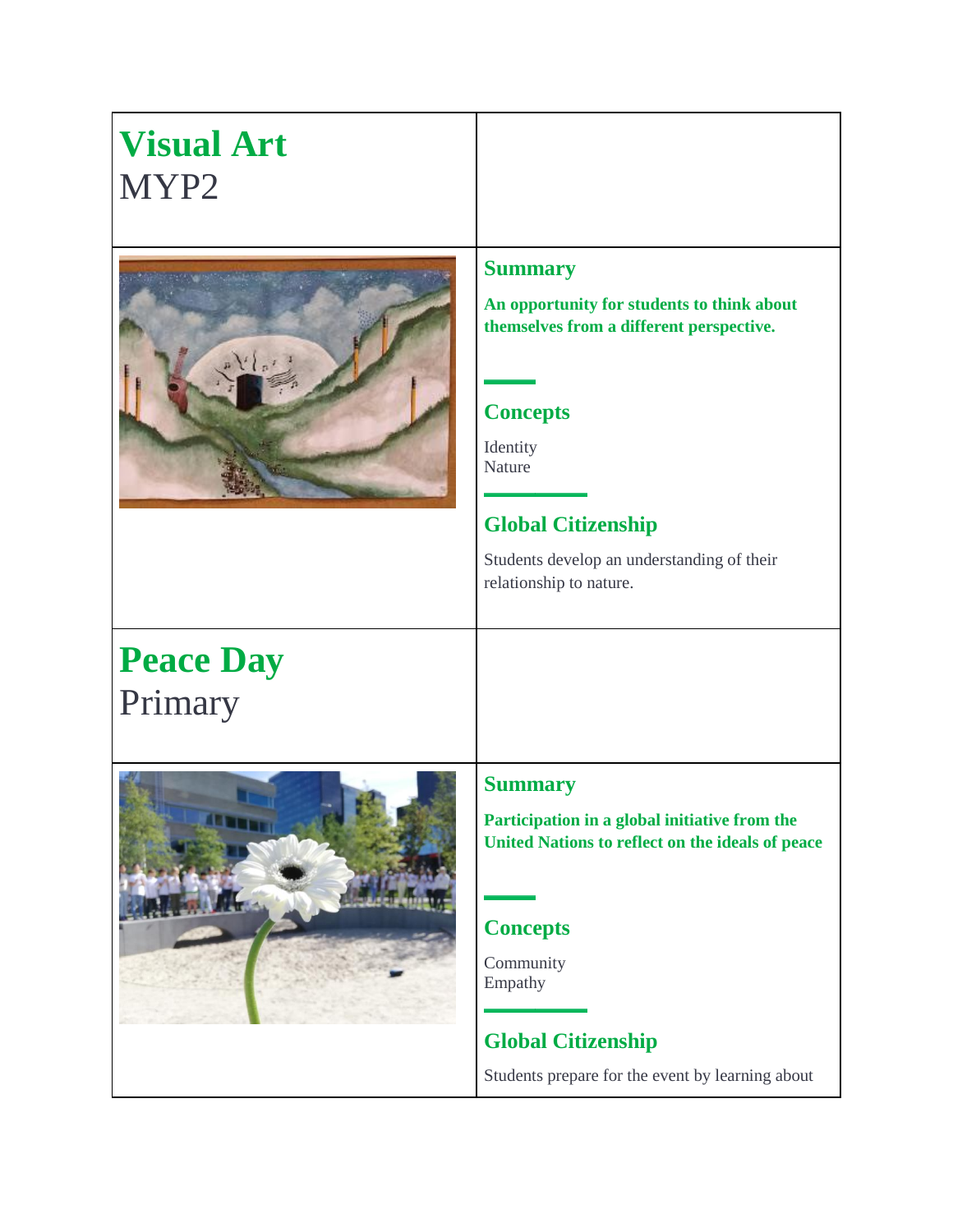## Visual Art
MYP2

### Summary

**An opportunity for students to think about themselves from a different perspective.**

### Concepts

Identity
Nature

### Global Citizenship

Students develop an understanding of their relationship to nature.

## Peace Day
Primary

### Summary

**Participation in a global initiative from the United Nations to reflect on the ideals of peace**

### Concepts

Community
Empathy

### Global Citizenship

Students prepare for the event by learning about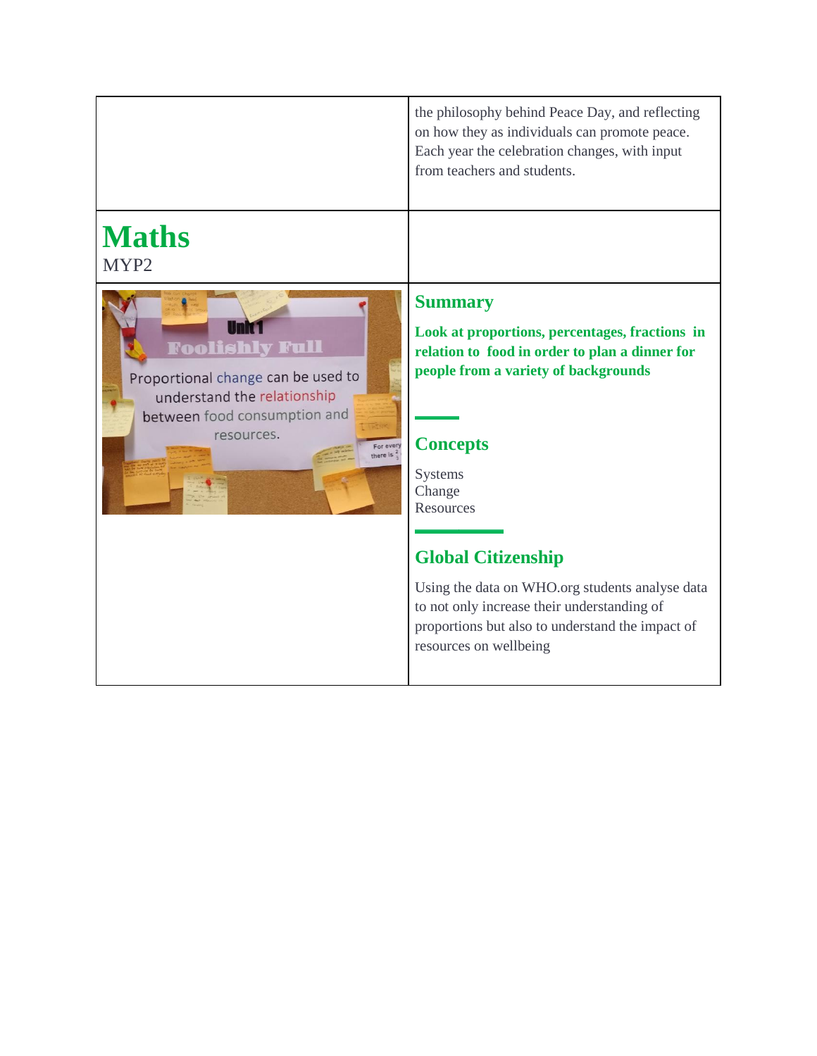| | |
|---|---|
| | the philosophy behind Peace Day, and reflecting on how they as individuals can promote peace. Each year the celebration changes, with input from teachers and students. |
| **Maths**<br>MYP2 | |
| | **Summary**<br>**Look at proportions, percentages, fractions in relation to food in order to plan a dinner for people from a variety of backgrounds**<br><br>**Concepts**<br>Systems<br>Change<br>Resources<br><br>**Global Citizenship**<br>Using the data on WHO.org students analyse data to not only increase their understanding of proportions but also to understand the impact of resources on wellbeing |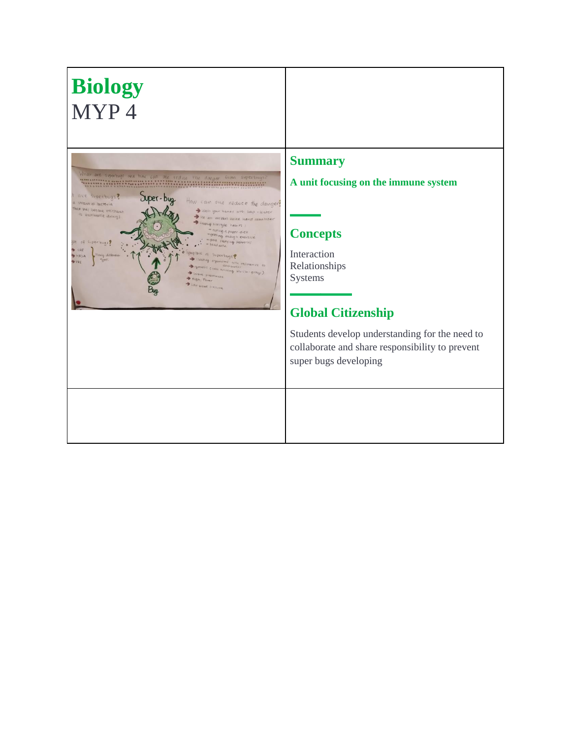# Biology
MYP 4

## Summary

**A unit focusing on the immune system**

## Concepts

Interaction
Relationships
Systems

## Global Citizenship

Students develop understanding for the need to collaborate and share responsibility to prevent super bugs developing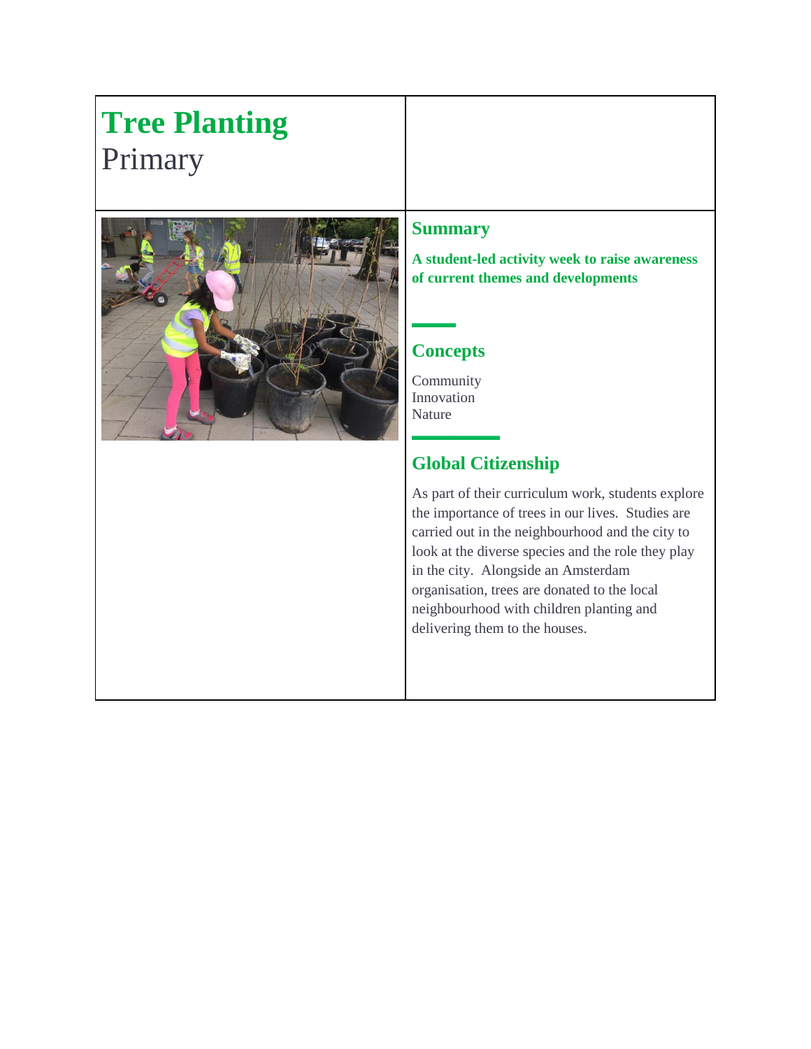# Tree Planting

Primary

## Summary

**A student-led activity week to raise awareness of current themes and developments**

## Concepts

Community
Innovation
Nature

## Global Citizenship

As part of their curriculum work, students explore the importance of trees in our lives. Studies are carried out in the neighbourhood and the city to look at the diverse species and the role they play in the city. Alongside an Amsterdam organisation, trees are donated to the local neighbourhood with children planting and delivering them to the houses.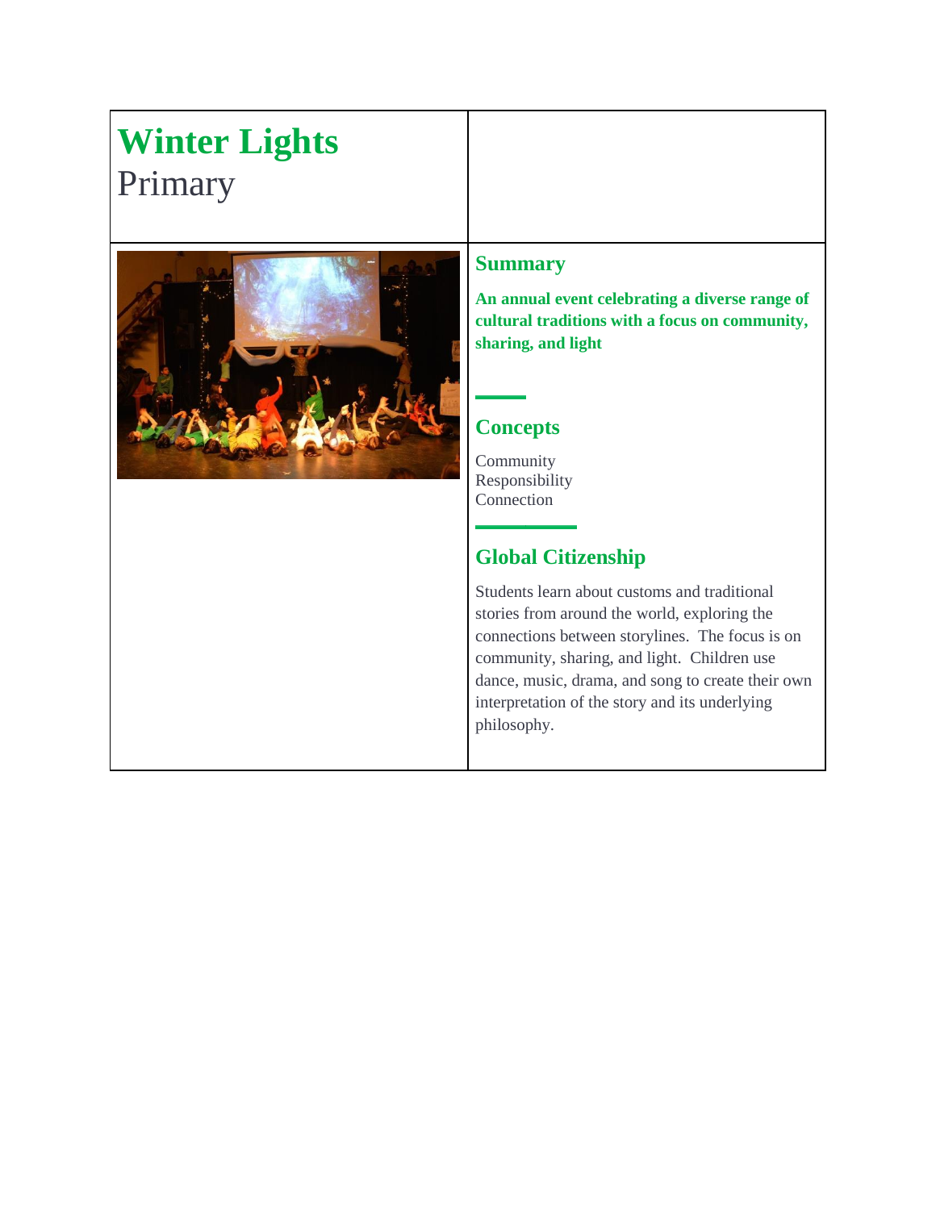# Winter Lights

Primary

## Summary

**An annual event celebrating a diverse range of cultural traditions with a focus on community, sharing, and light**

## Concepts

Community
Responsibility
Connection

## Global Citizenship

Students learn about customs and traditional stories from around the world, exploring the connections between storylines. The focus is on community, sharing, and light. Children use dance, music, drama, and song to create their own interpretation of the story and its underlying philosophy.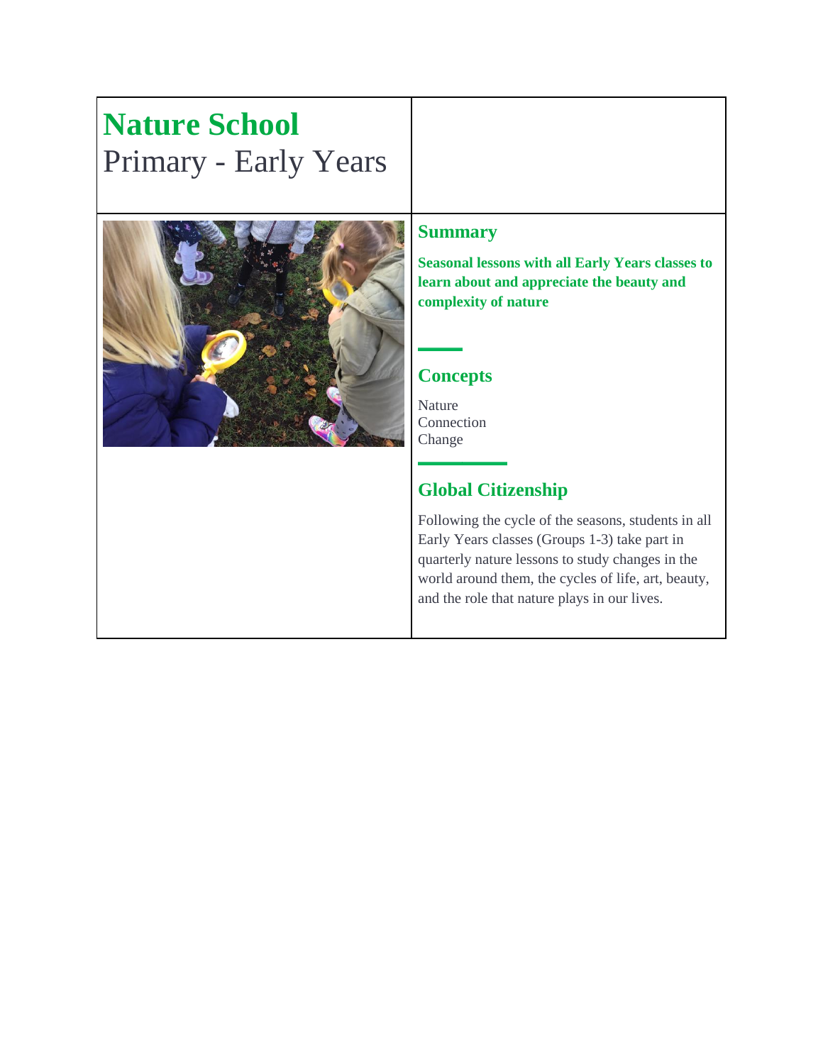# Nature School

Primary - Early Years

## Summary

**Seasonal lessons with all Early Years classes to learn about and appreciate the beauty and complexity of nature**

## Concepts

Nature
Connection
Change

## Global Citizenship

Following the cycle of the seasons, students in all Early Years classes (Groups 1-3) take part in quarterly nature lessons to study changes in the world around them, the cycles of life, art, beauty, and the role that nature plays in our lives.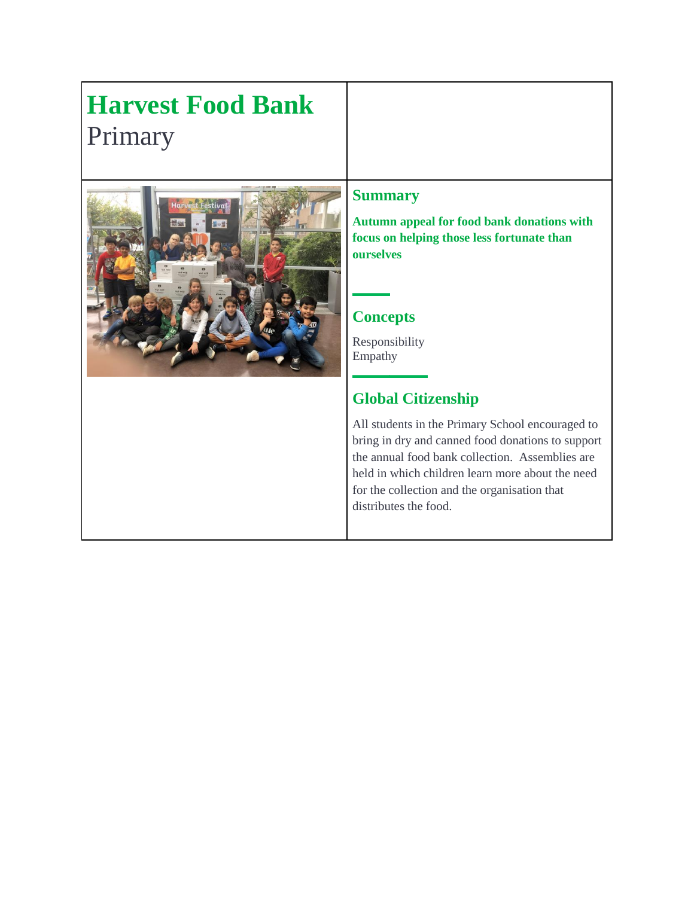# Harvest Food Bank

Primary

## Summary

**Autumn appeal for food bank donations with focus on helping those less fortunate than ourselves**

## Concepts

Responsibility
Empathy

## Global Citizenship

All students in the Primary School encouraged to bring in dry and canned food donations to support the annual food bank collection. Assemblies are held in which children learn more about the need for the collection and the organisation that distributes the food.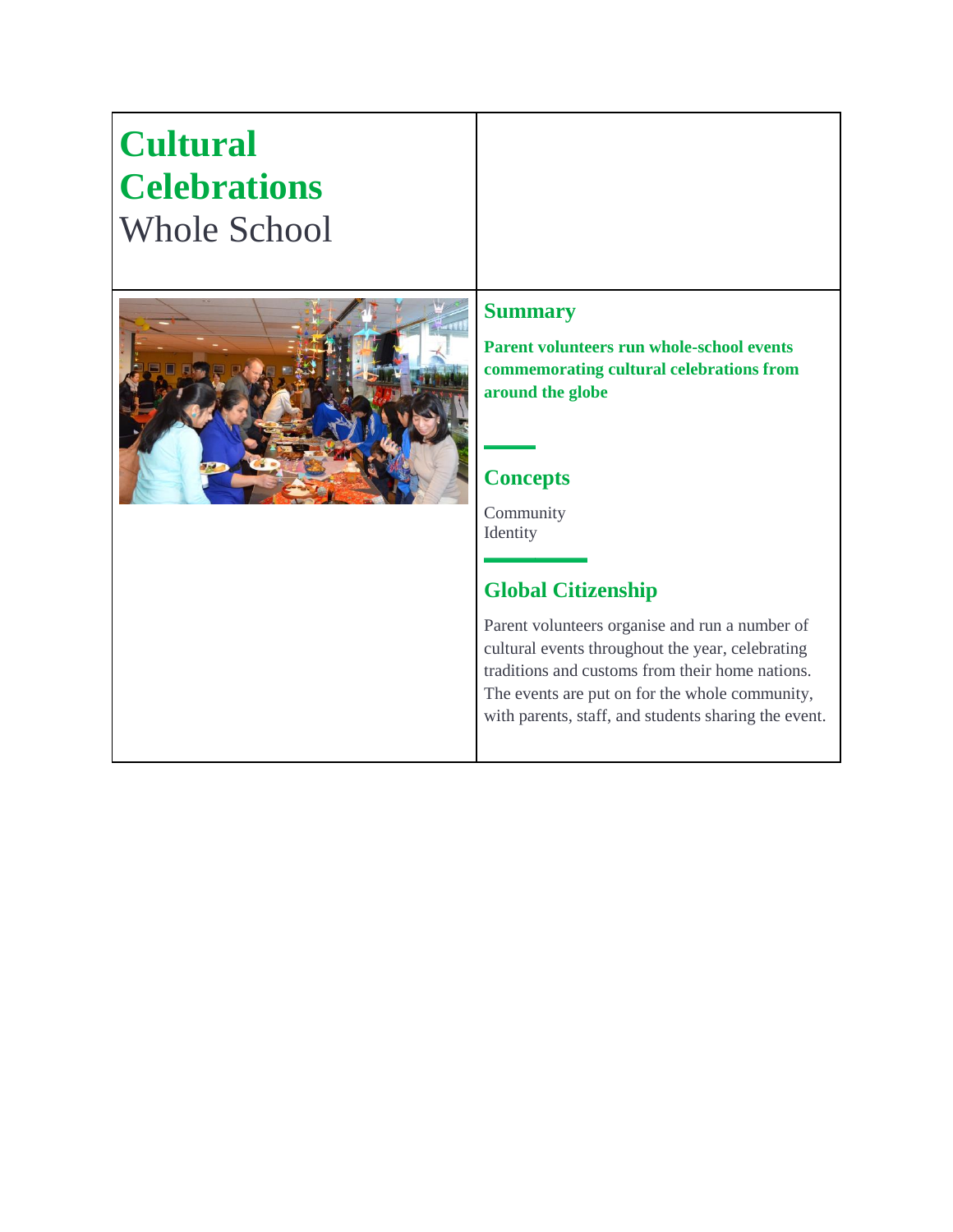# Cultural Celebrations

Whole School

## Summary

**Parent volunteers run whole-school events commemorating cultural celebrations from around the globe**

## Concepts

Community
Identity

## Global Citizenship

Parent volunteers organise and run a number of cultural events throughout the year, celebrating traditions and customs from their home nations. The events are put on for the whole community, with parents, staff, and students sharing the event.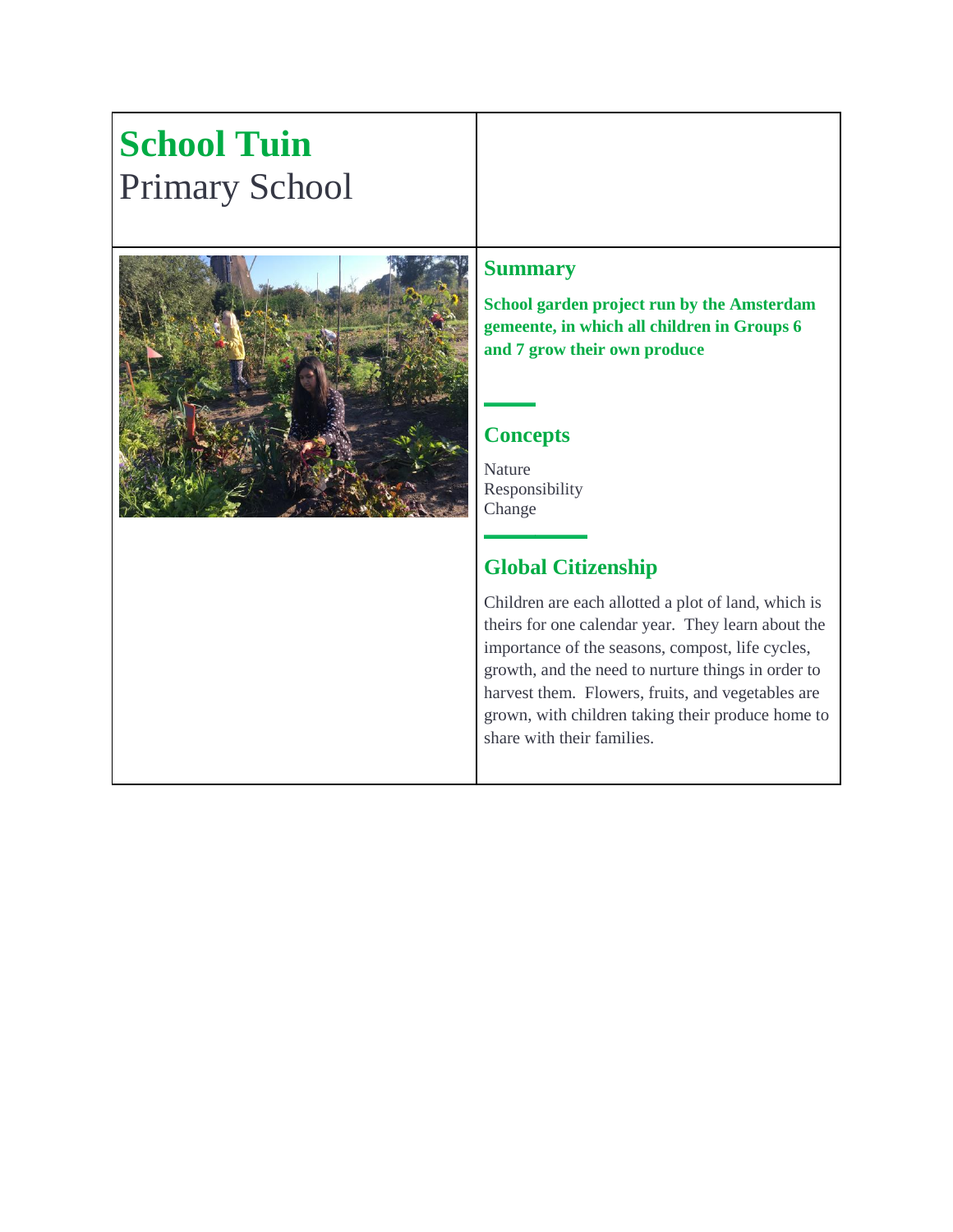# School Tuin

Primary School

## Summary

**School garden project run by the Amsterdam gemeente, in which all children in Groups 6 and 7 grow their own produce**

## Concepts

Nature
Responsibility
Change

## Global Citizenship

Children are each allotted a plot of land, which is theirs for one calendar year. They learn about the importance of the seasons, compost, life cycles, growth, and the need to nurture things in order to harvest them. Flowers, fruits, and vegetables are grown, with children taking their produce home to share with their families.